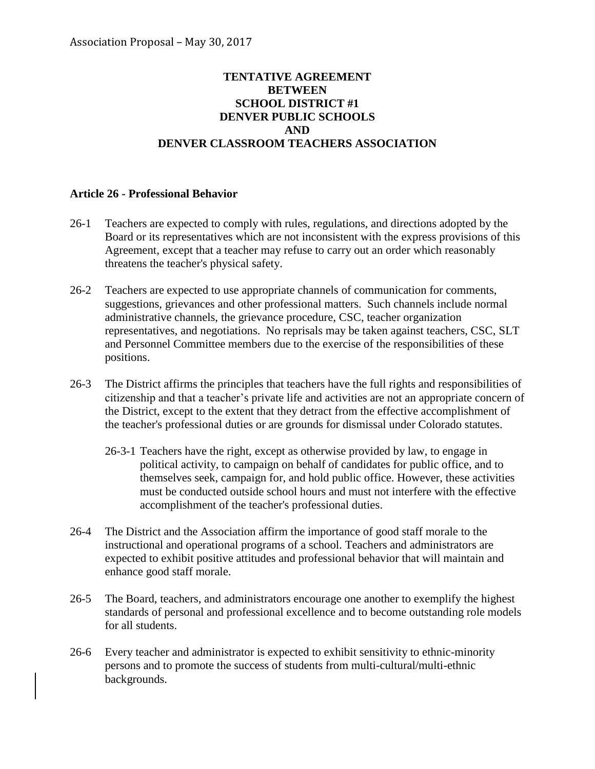Association Proposal – May 30, 2017

# TENTATIVE AGREEMENT BETWEEN SCHOOL DISTRICT #1 DENVER PUBLIC SCHOOLS AND DENVER CLASSROOM TEACHERS ASSOCIATION

## Article 26 - Professional Behavior

26-1 Teachers are expected to comply with rules, regulations, and directions adopted by the Board or its representatives which are not inconsistent with the express provisions of this Agreement, except that a teacher may refuse to carry out an order which reasonably threatens the teacher's physical safety.

26-2 Teachers are expected to use appropriate channels of communication for comments, suggestions, grievances and other professional matters. Such channels include normal administrative channels, the grievance procedure, CSC, teacher organization representatives, and negotiations. No reprisals may be taken against teachers, CSC, SLT and Personnel Committee members due to the exercise of the responsibilities of these positions.

26-3 The District affirms the principles that teachers have the full rights and responsibilities of citizenship and that a teacher's private life and activities are not an appropriate concern of the District, except to the extent that they detract from the effective accomplishment of the teacher's professional duties or are grounds for dismissal under Colorado statutes.

26-3-1 Teachers have the right, except as otherwise provided by law, to engage in political activity, to campaign on behalf of candidates for public office, and to themselves seek, campaign for, and hold public office. However, these activities must be conducted outside school hours and must not interfere with the effective accomplishment of the teacher's professional duties.

26-4 The District and the Association affirm the importance of good staff morale to the instructional and operational programs of a school. Teachers and administrators are expected to exhibit positive attitudes and professional behavior that will maintain and enhance good staff morale.

26-5 The Board, teachers, and administrators encourage one another to exemplify the highest standards of personal and professional excellence and to become outstanding role models for all students.

26-6 Every teacher and administrator is expected to exhibit sensitivity to ethnic-minority persons and to promote the success of students from multi-cultural/multi-ethnic backgrounds.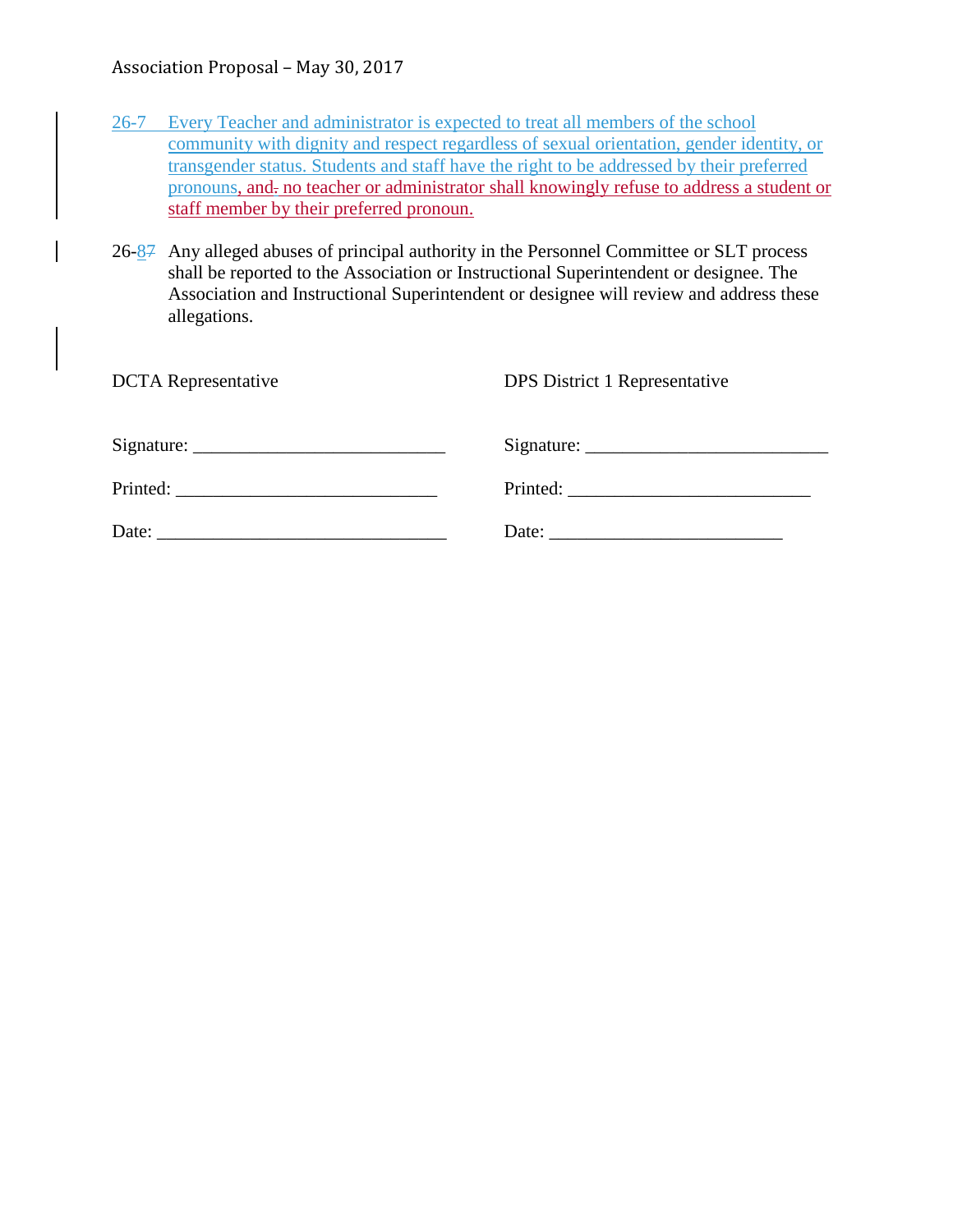Association Proposal – May 30, 2017

26-7 Every Teacher and administrator is expected to treat all members of the school community with dignity and respect regardless of sexual orientation, gender identity, or transgender status. Students and staff have the right to be addressed by their preferred pronouns, and. no teacher or administrator shall knowingly refuse to address a student or staff member by their preferred pronoun.

26-87 Any alleged abuses of principal authority in the Personnel Committee or SLT process shall be reported to the Association or Instructional Superintendent or designee. The Association and Instructional Superintendent or designee will review and address these allegations.

| DCTA Representative | DPS District 1 Representative |
| --- | --- |
| Signature: ___________________________ | Signature: __________________________ |
| Printed: ____________________________ | Printed: __________________________ |
| Date: _______________________________ | Date: _________________________ |